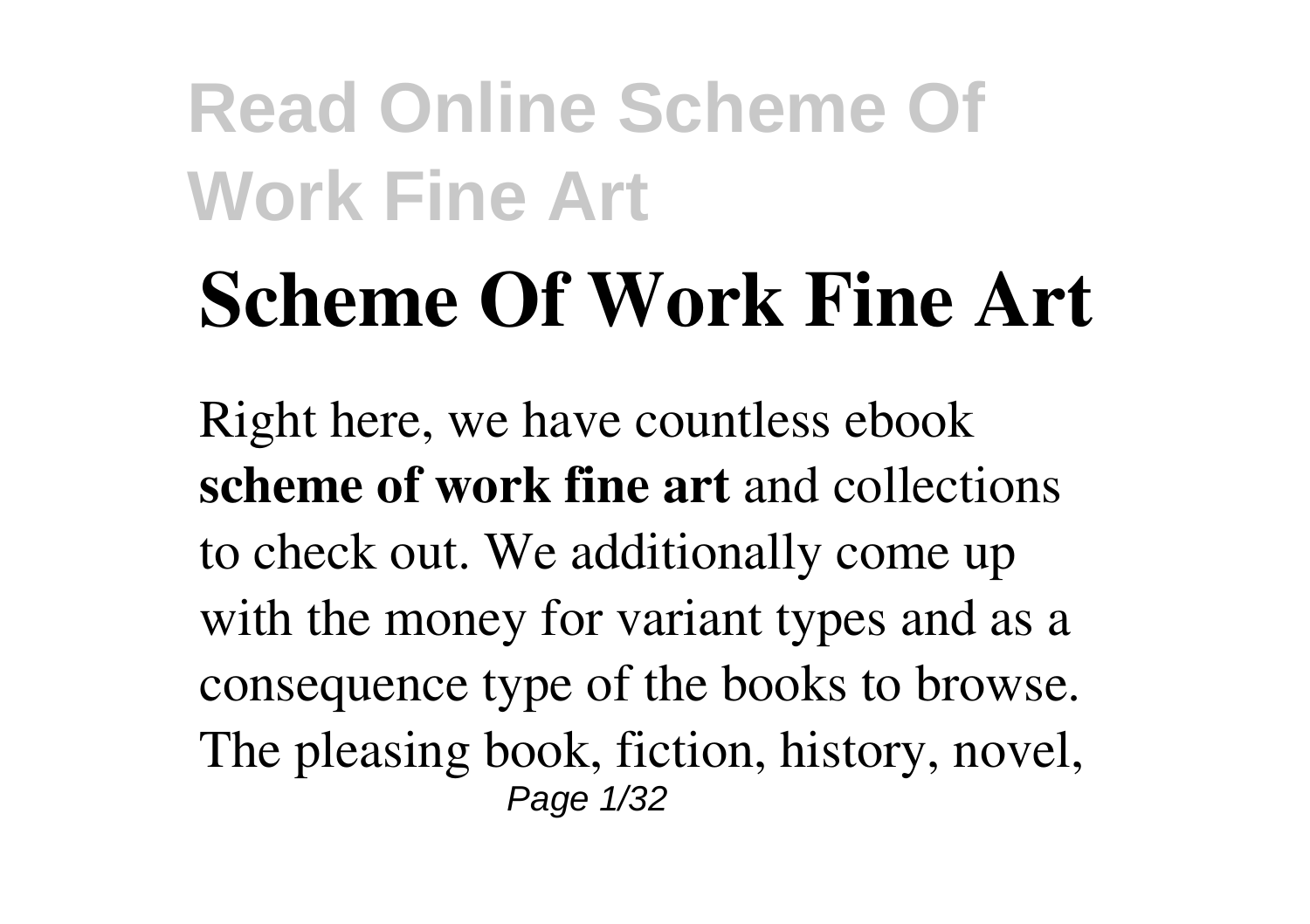# Scheme Of Work Fine Art

Right here, we have countless ebook **scheme of work fine art** and collections to check out. We additionally come up with the money for variant types and as a consequence type of the books to browse. The pleasing book, fiction, history, novel,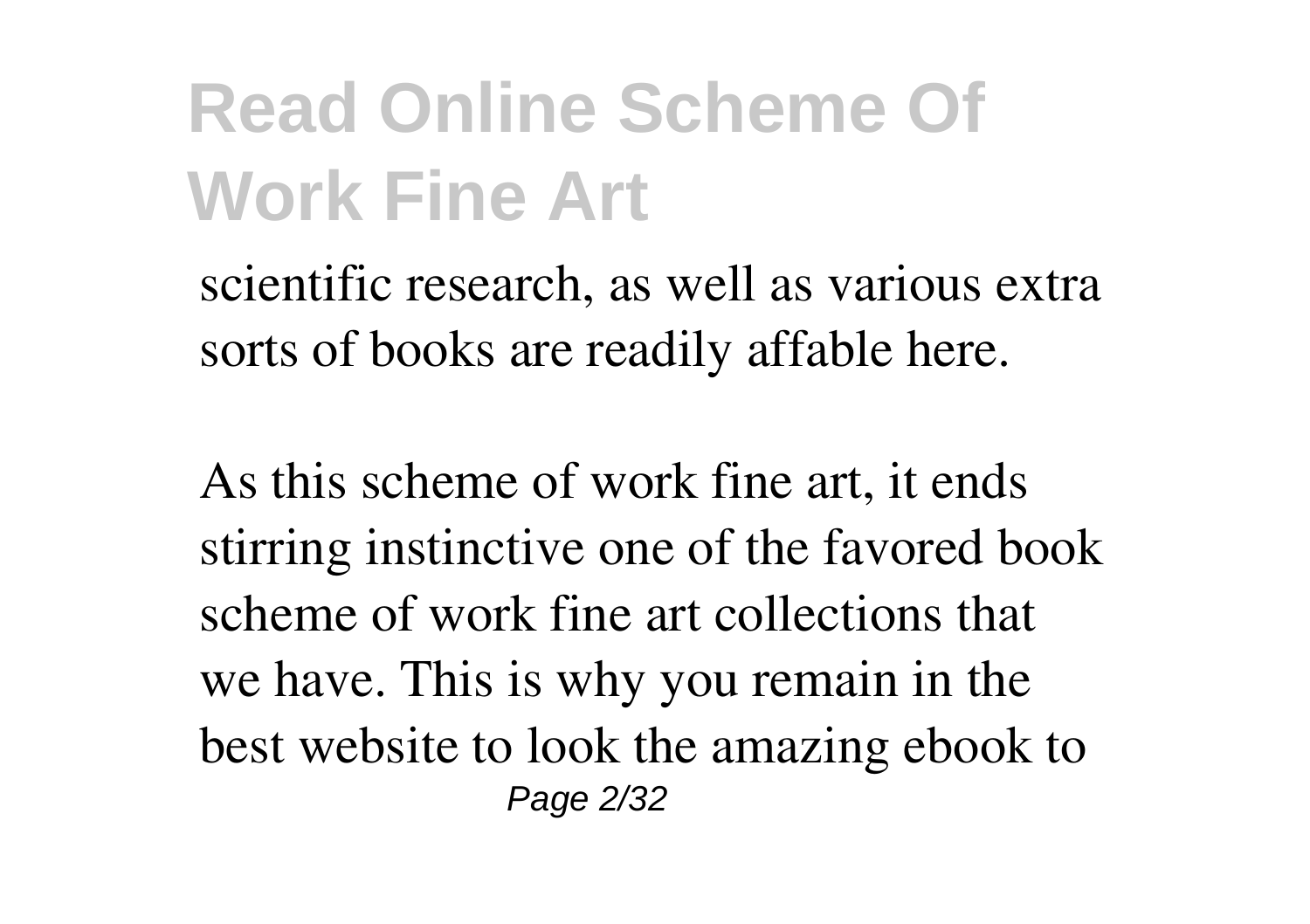scientific research, as well as various extra sorts of books are readily affable here.

As this scheme of work fine art, it ends stirring instinctive one of the favored book scheme of work fine art collections that we have. This is why you remain in the best website to look the amazing ebook to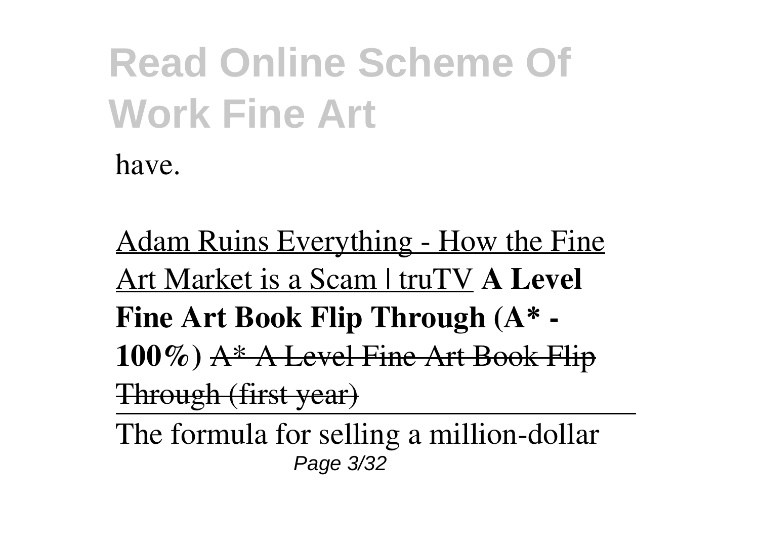have.

Adam Ruins Everything - How the Fine Art Market is a Scam | truTV **A Level Fine Art Book Flip Through (A* - 100%)** ~~A* A Level Fine Art Book Flip Through (first year)~~

---

The formula for selling a million-dollar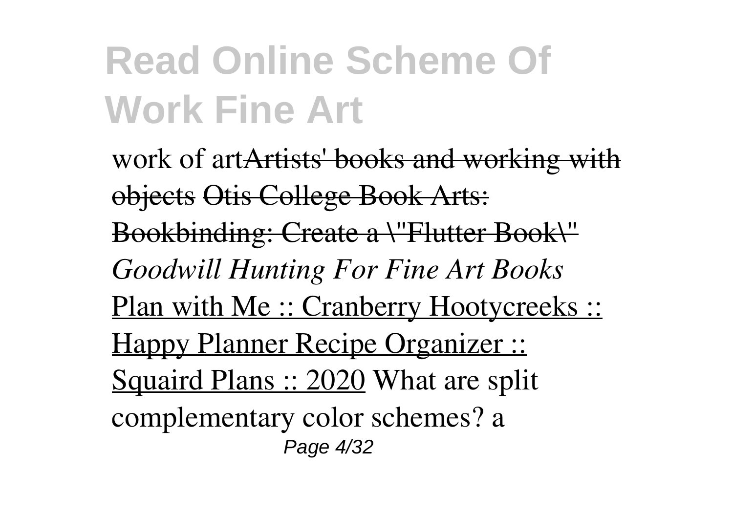work of art~~Artists' books and working with objects~~ ~~Otis College Book Arts: Bookbinding: Create a \"Flutter Book\"~~ *Goodwill Hunting For Fine Art Books* Plan with Me :: Cranberry Hootycreeks :: Happy Planner Recipe Organizer :: Squaird Plans :: 2020 What are split complementary color schemes? a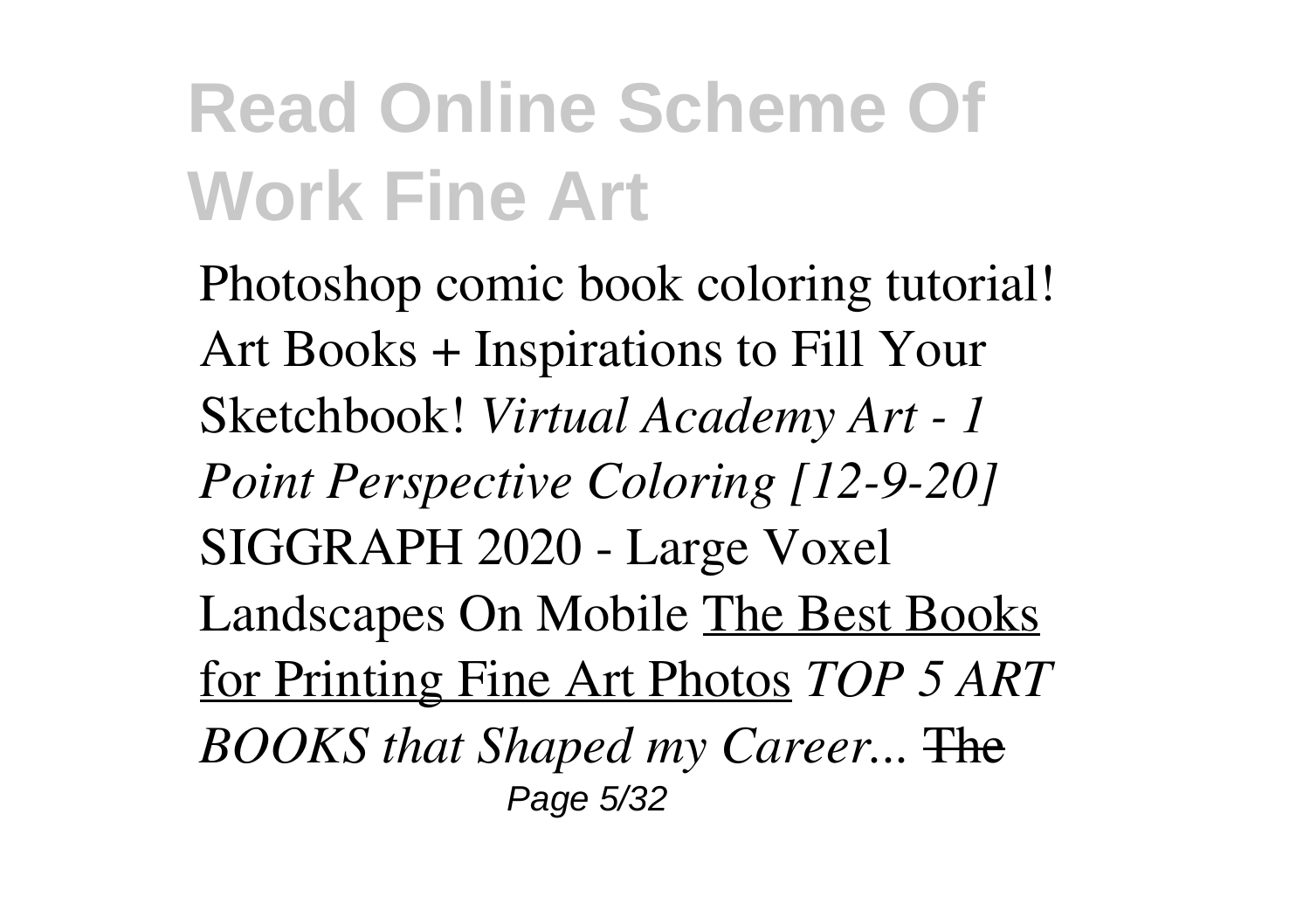Photoshop comic book coloring tutorial! Art Books + Inspirations to Fill Your Sketchbook! *Virtual Academy Art - 1 Point Perspective Coloring [12-9-20]* SIGGRAPH 2020 - Large Voxel Landscapes On Mobile The Best Books for Printing Fine Art Photos *TOP 5 ART BOOKS that Shaped my Career...* ~~The~~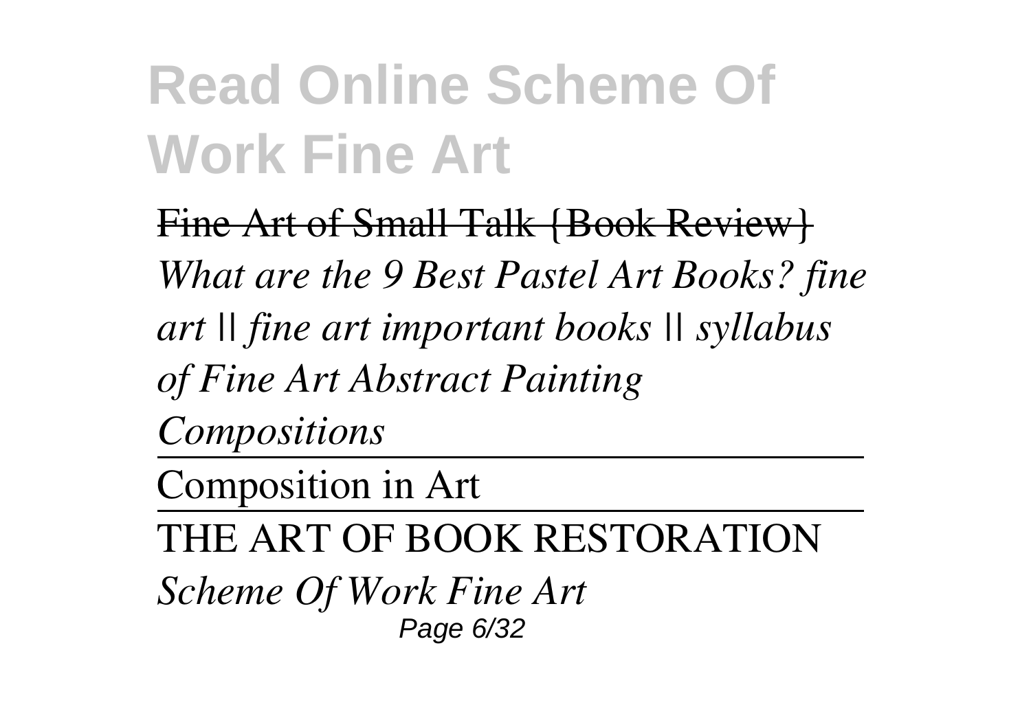Fine Art of Small Talk {Book Review}

*What are the 9 Best Pastel Art Books? fine art || fine art important books || syllabus of Fine Art Abstract Painting Compositions*

Composition in Art

THE ART OF BOOK RESTORATION

*Scheme Of Work Fine Art*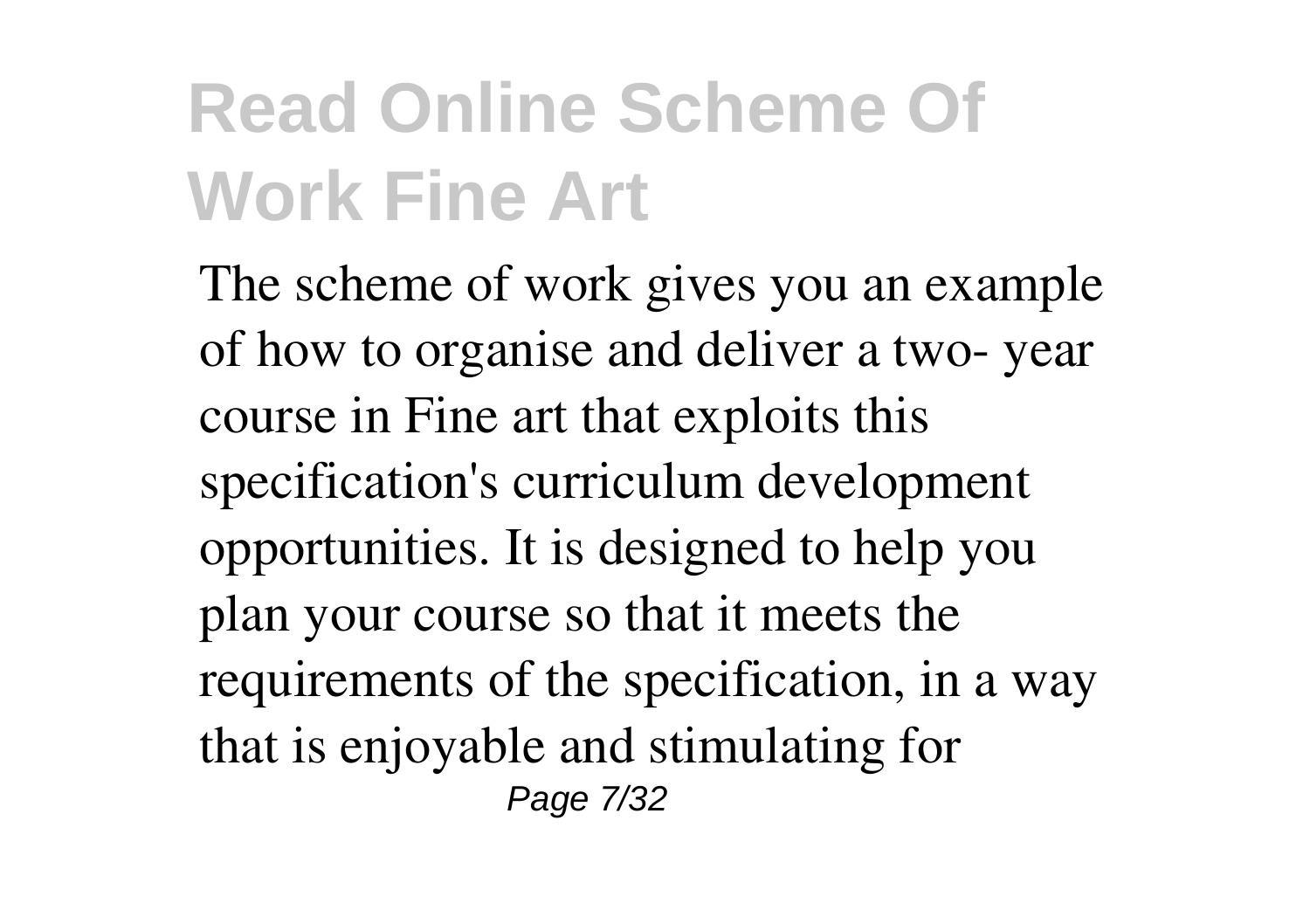# Read Online Scheme Of Work Fine Art

The scheme of work gives you an example of how to organise and deliver a two- year course in Fine art that exploits this specification's curriculum development opportunities. It is designed to help you plan your course so that it meets the requirements of the specification, in a way that is enjoyable and stimulating for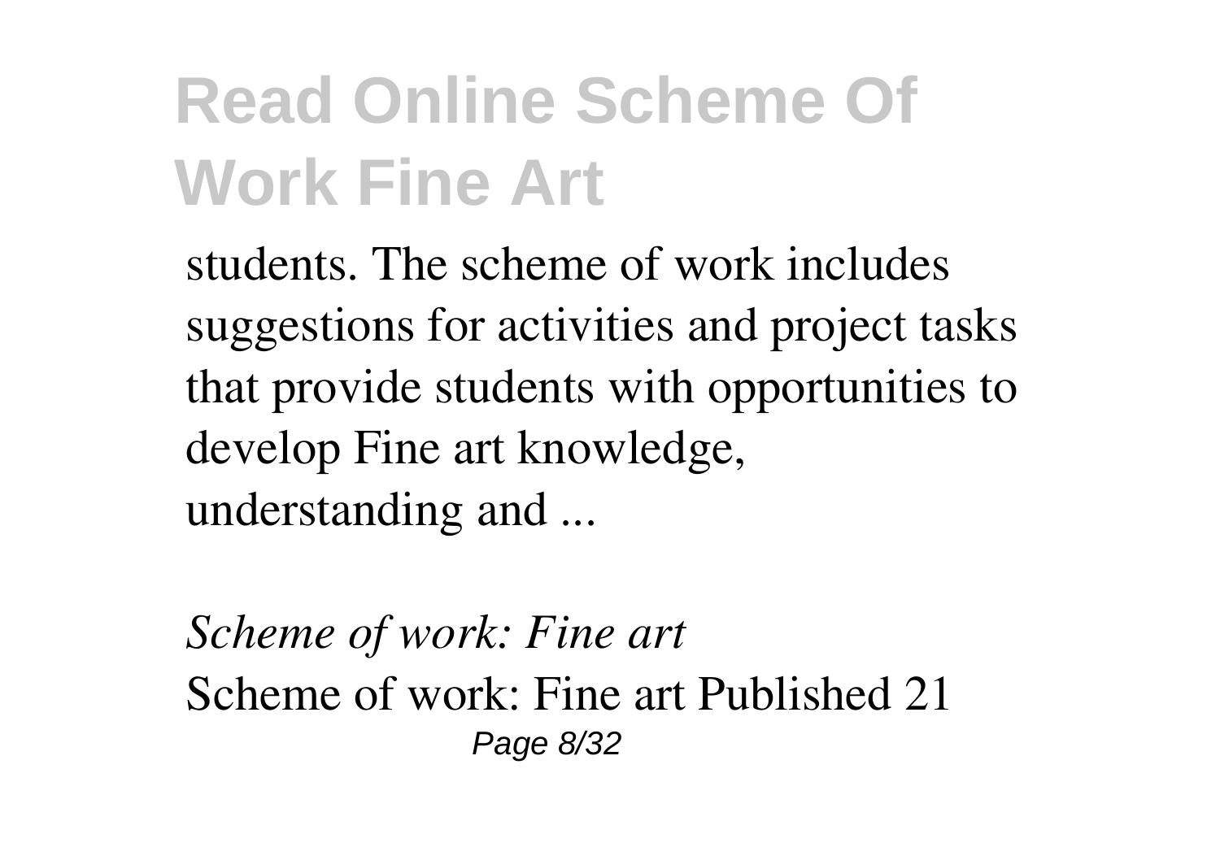students. The scheme of work includes suggestions for activities and project tasks that provide students with opportunities to develop Fine art knowledge, understanding and ...

*Scheme of work: Fine art*

Scheme of work: Fine art Published 21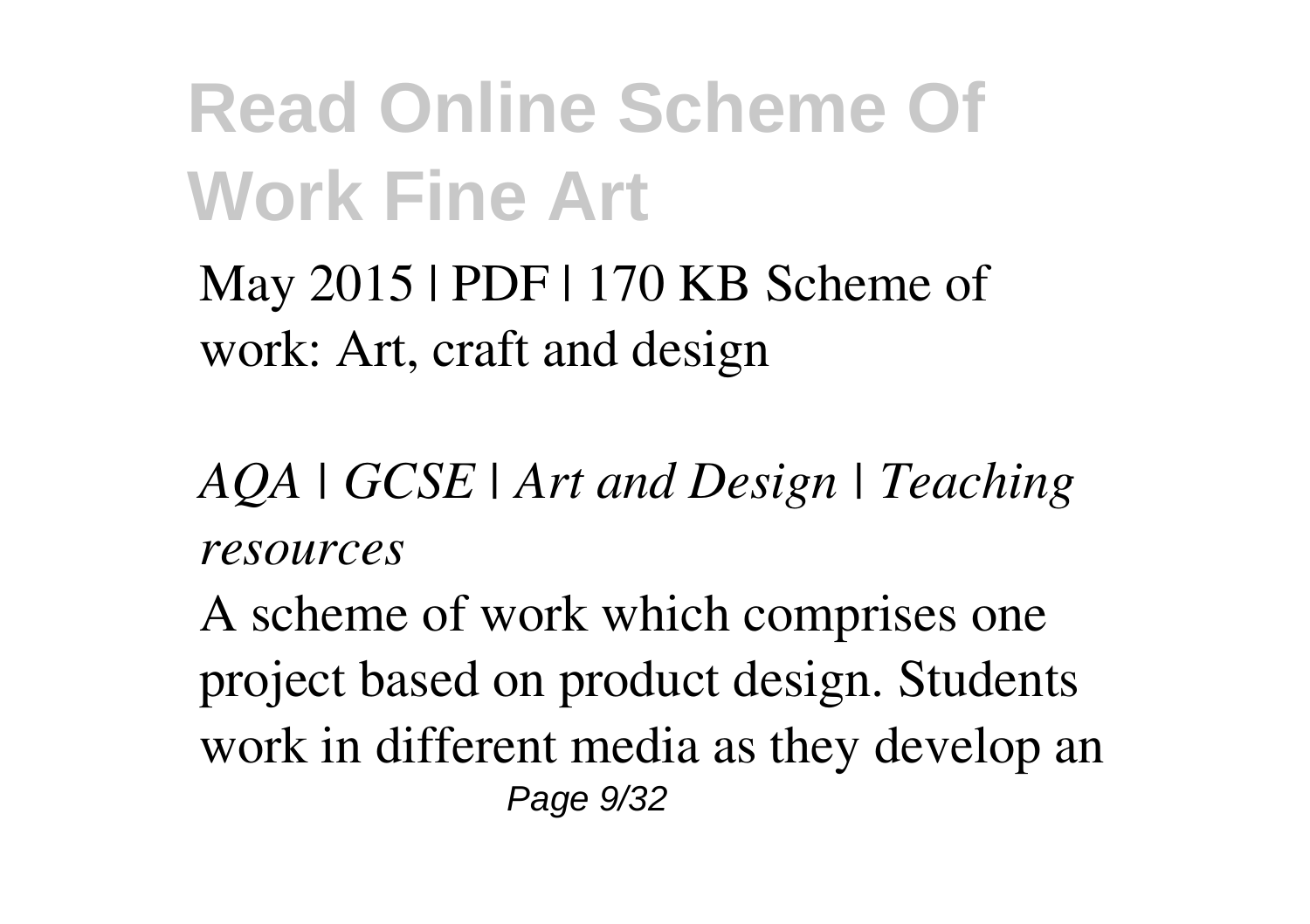May 2015 | PDF | 170 KB Scheme of work: Art, craft and design

*AQA | GCSE | Art and Design | Teaching resources*

A scheme of work which comprises one project based on product design. Students work in different media as they develop an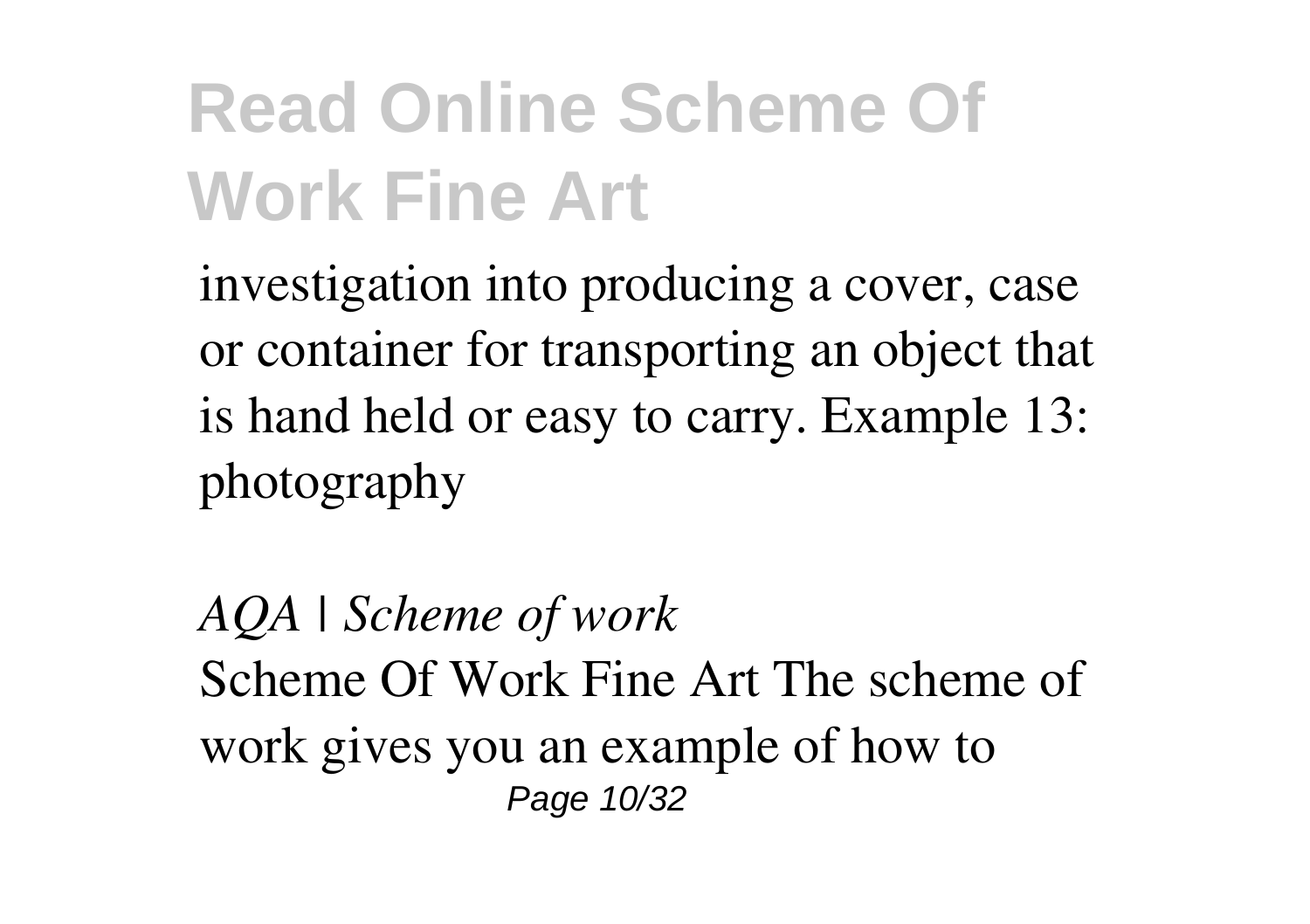investigation into producing a cover, case or container for transporting an object that is hand held or easy to carry. Example 13: photography

*AQA | Scheme of work*

Scheme Of Work Fine Art The scheme of work gives you an example of how to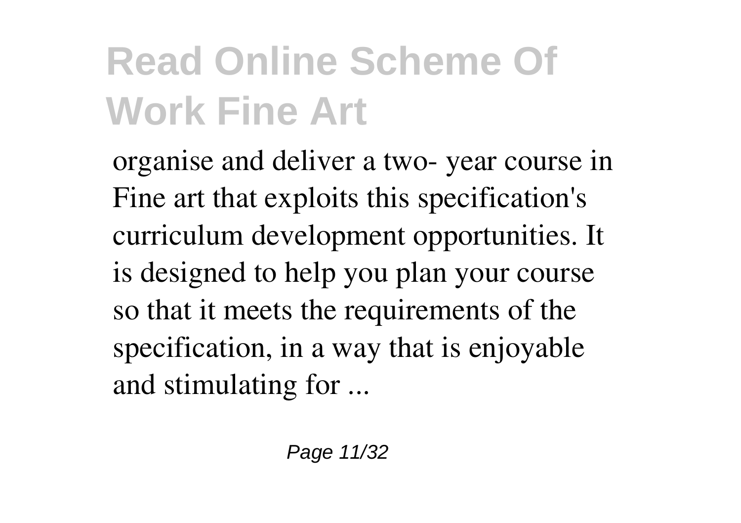# Read Online Scheme Of Work Fine Art

organise and deliver a two- year course in Fine art that exploits this specification's curriculum development opportunities. It is designed to help you plan your course so that it meets the requirements of the specification, in a way that is enjoyable and stimulating for ...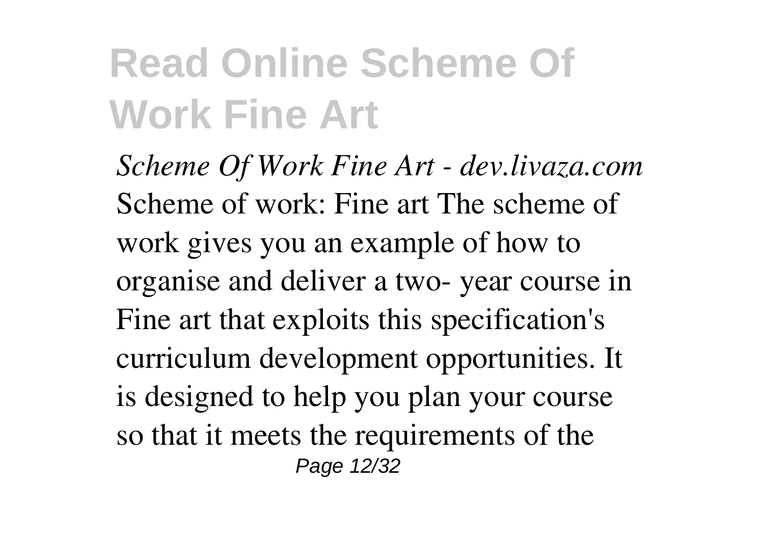# Read Online Scheme Of Work Fine Art

*Scheme Of Work Fine Art - dev.livaza.com*
Scheme of work: Fine art The scheme of work gives you an example of how to organise and deliver a two- year course in Fine art that exploits this specification's curriculum development opportunities. It is designed to help you plan your course so that it meets the requirements of the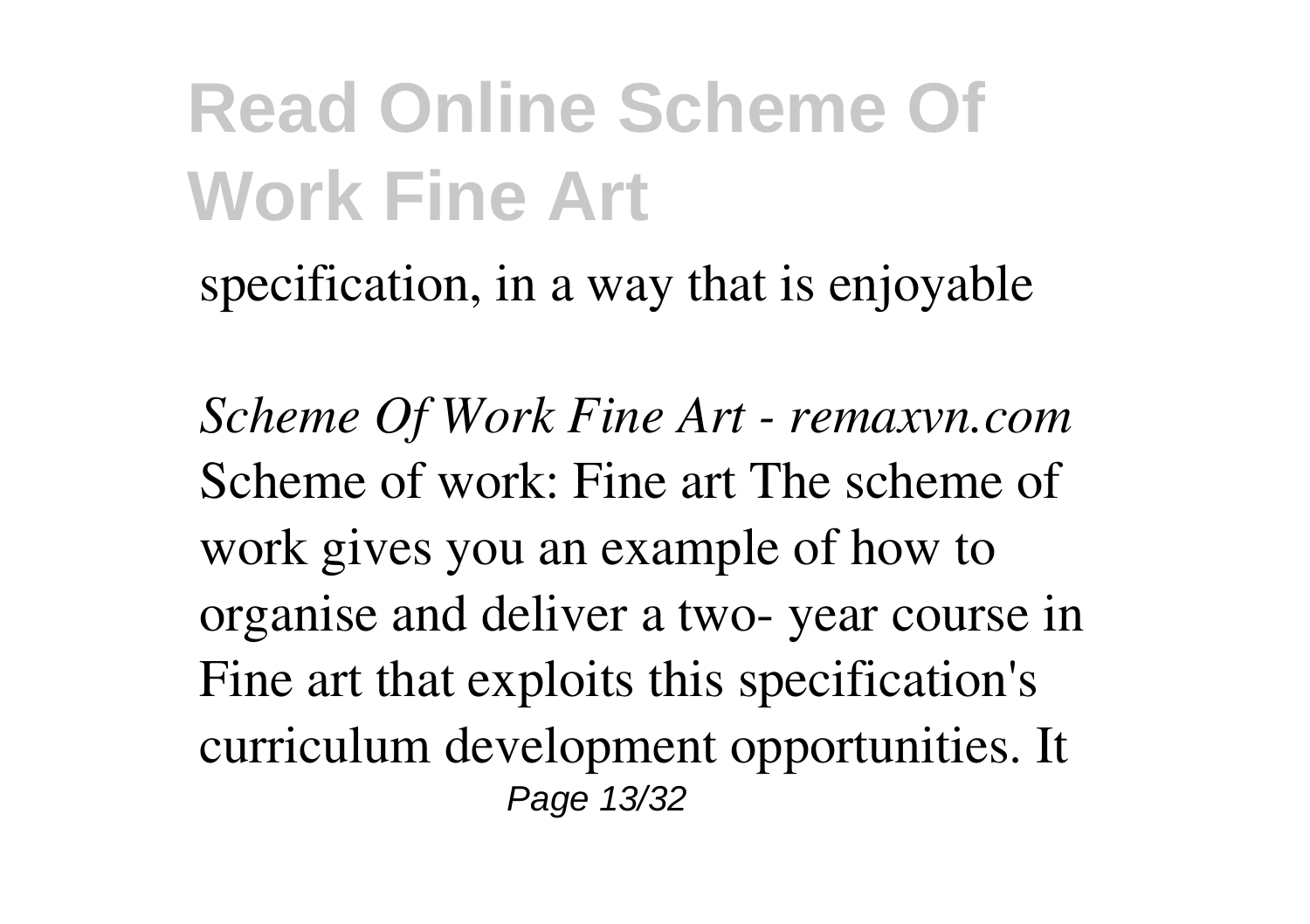specification, in a way that is enjoyable

*Scheme Of Work Fine Art - remaxvn.com*
Scheme of work: Fine art The scheme of work gives you an example of how to organise and deliver a two- year course in Fine art that exploits this specification's curriculum development opportunities. It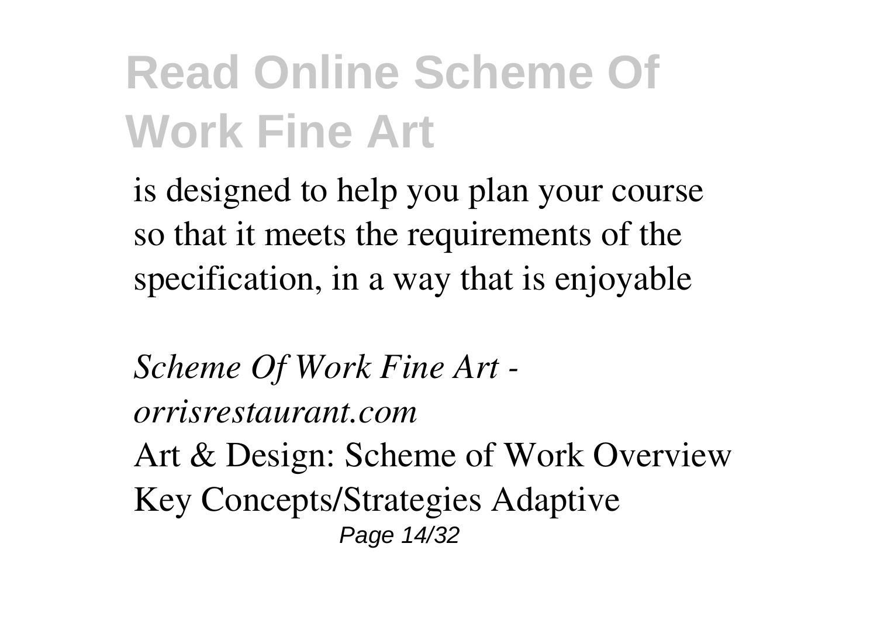is designed to help you plan your course so that it meets the requirements of the specification, in a way that is enjoyable

*Scheme Of Work Fine Art - orrisrestaurant.com*

Art & Design: Scheme of Work Overview Key Concepts/Strategies Adaptive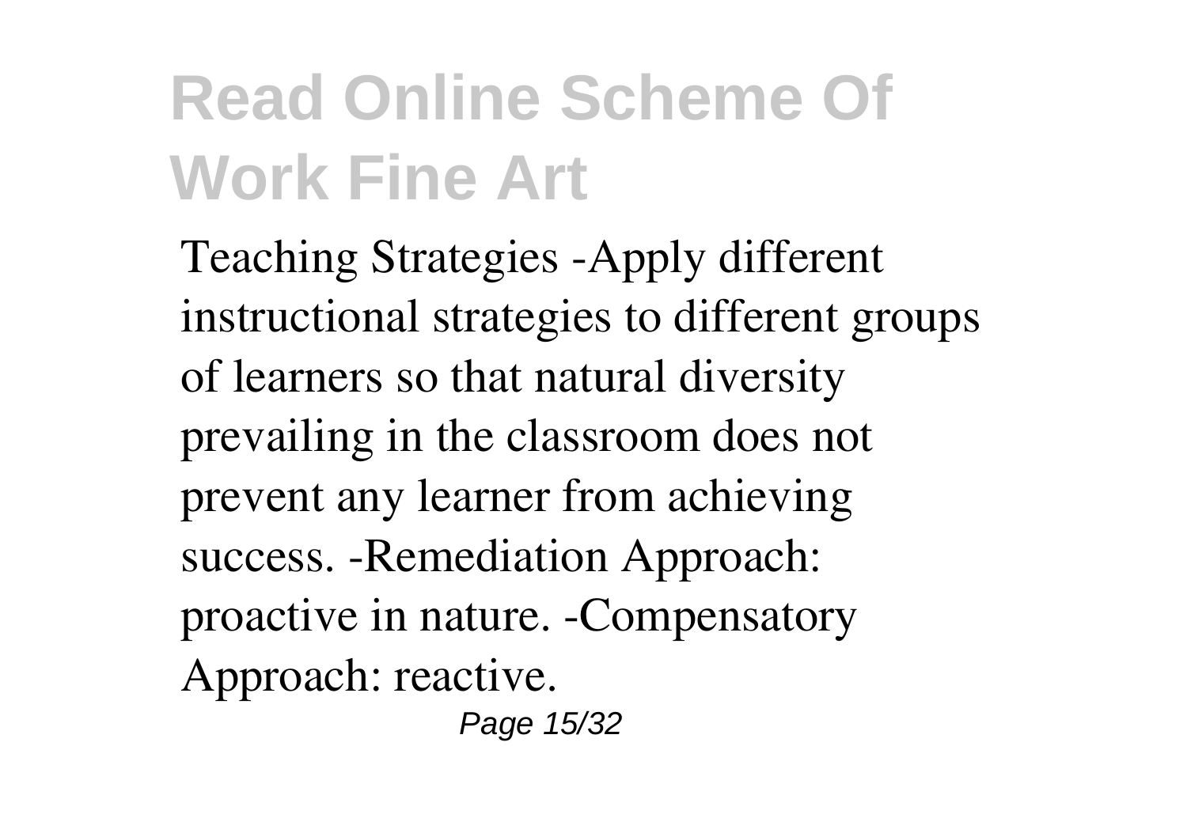Teaching Strategies -Apply different instructional strategies to different groups of learners so that natural diversity prevailing in the classroom does not prevent any learner from achieving success. -Remediation Approach: proactive in nature. -Compensatory Approach: reactive.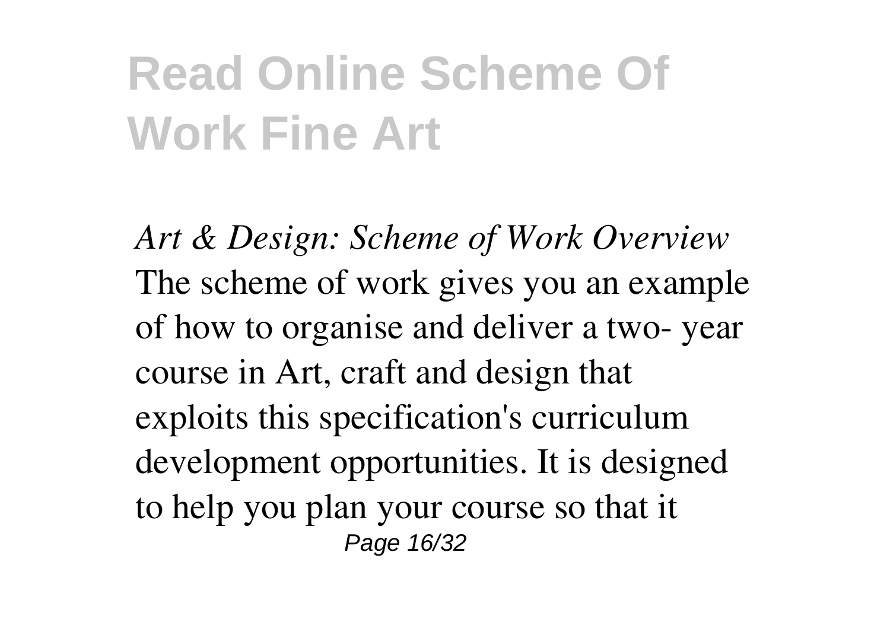*Art & Design: Scheme of Work Overview*

The scheme of work gives you an example of how to organise and deliver a two- year course in Art, craft and design that exploits this specification's curriculum development opportunities. It is designed to help you plan your course so that it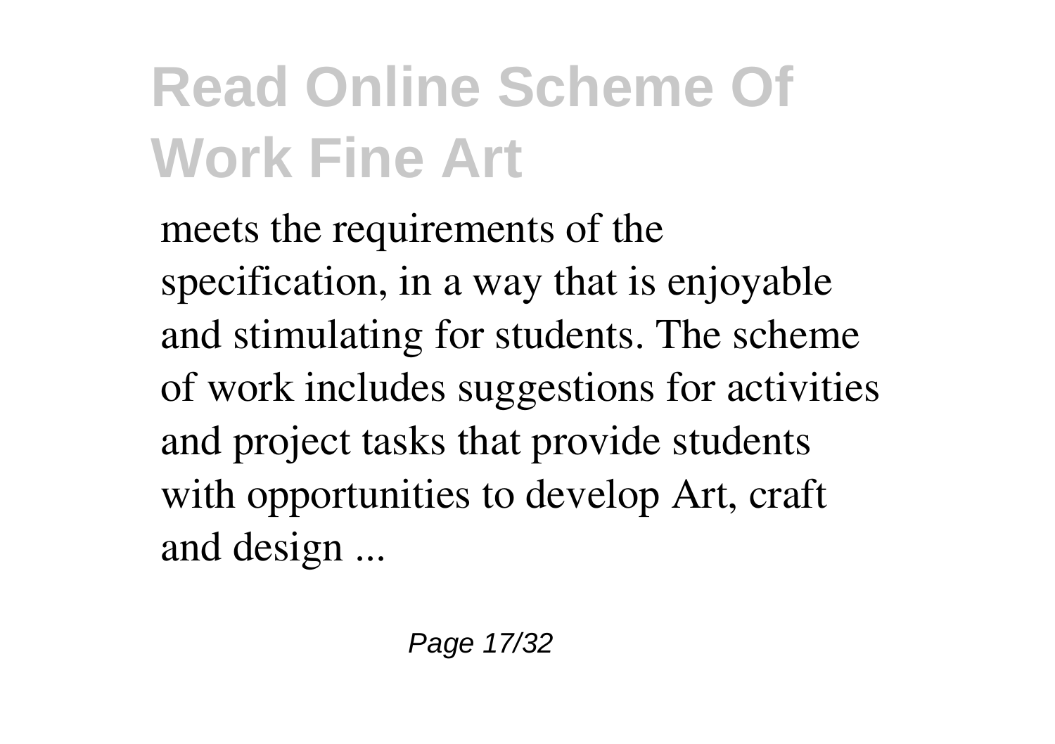meets the requirements of the specification, in a way that is enjoyable and stimulating for students. The scheme of work includes suggestions for activities and project tasks that provide students with opportunities to develop Art, craft and design ...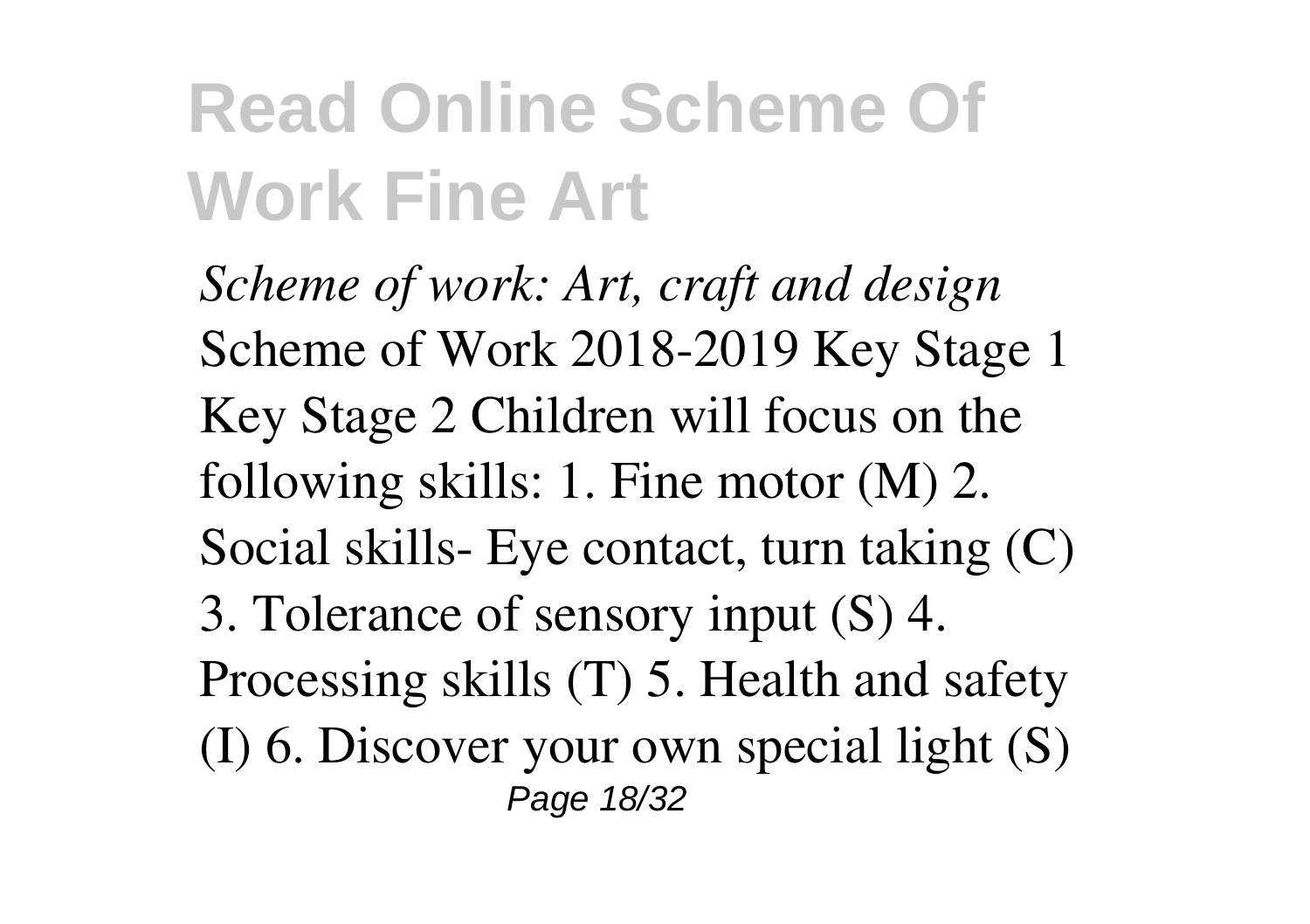# Read Online Scheme Of Work Fine Art

*Scheme of work: Art, craft and design*
Scheme of Work 2018-2019 Key Stage 1 Key Stage 2 Children will focus on the following skills: 1. Fine motor (M) 2. Social skills- Eye contact, turn taking (C) 3. Tolerance of sensory input (S) 4. Processing skills (T) 5. Health and safety (I) 6. Discover your own special light (S)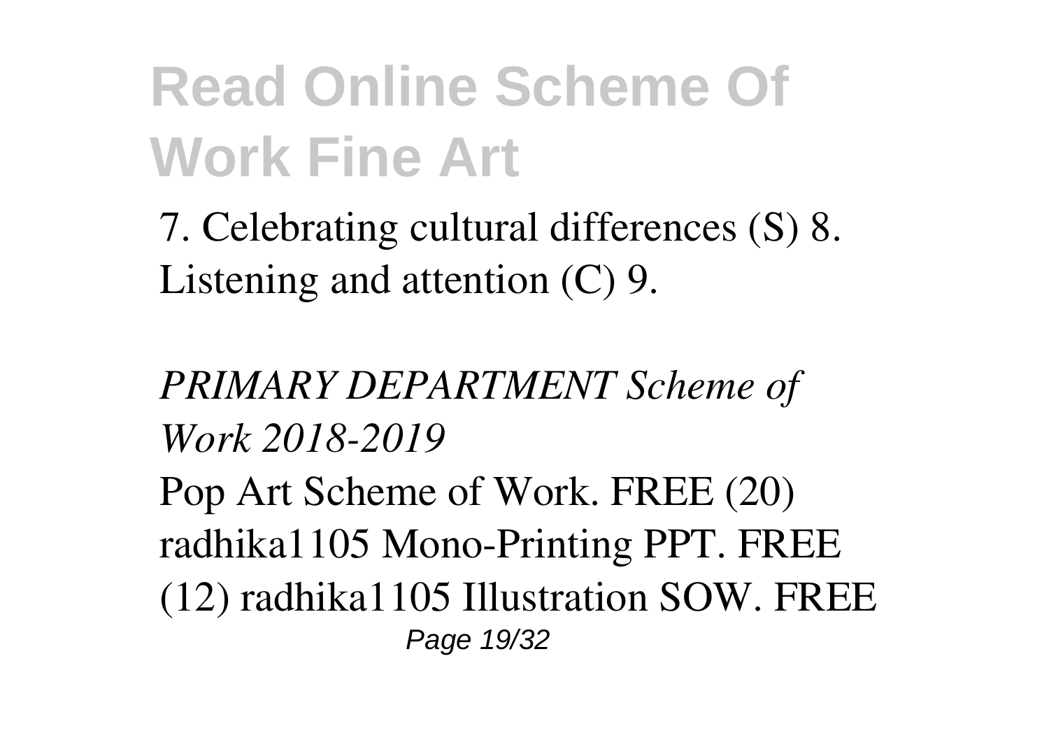7. Celebrating cultural differences (S) 8. Listening and attention (C) 9.

*PRIMARY DEPARTMENT Scheme of Work 2018-2019*

Pop Art Scheme of Work. FREE (20) radhika1105 Mono-Printing PPT. FREE (12) radhika1105 Illustration SOW. FREE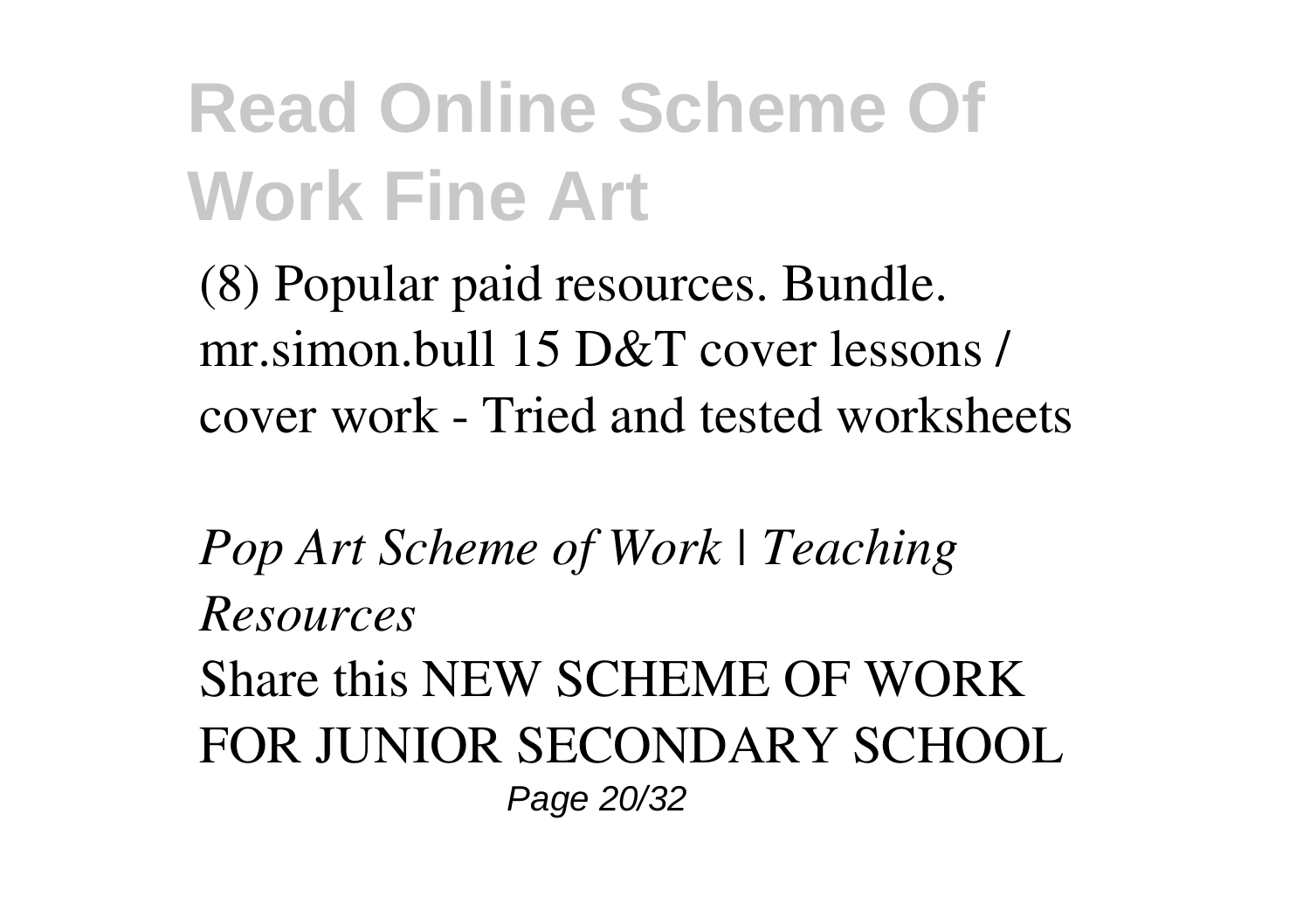(8) Popular paid resources. Bundle. mr.simon.bull 15 D&T cover lessons / cover work - Tried and tested worksheets

*Pop Art Scheme of Work | Teaching Resources*

Share this NEW SCHEME OF WORK FOR JUNIOR SECONDARY SCHOOL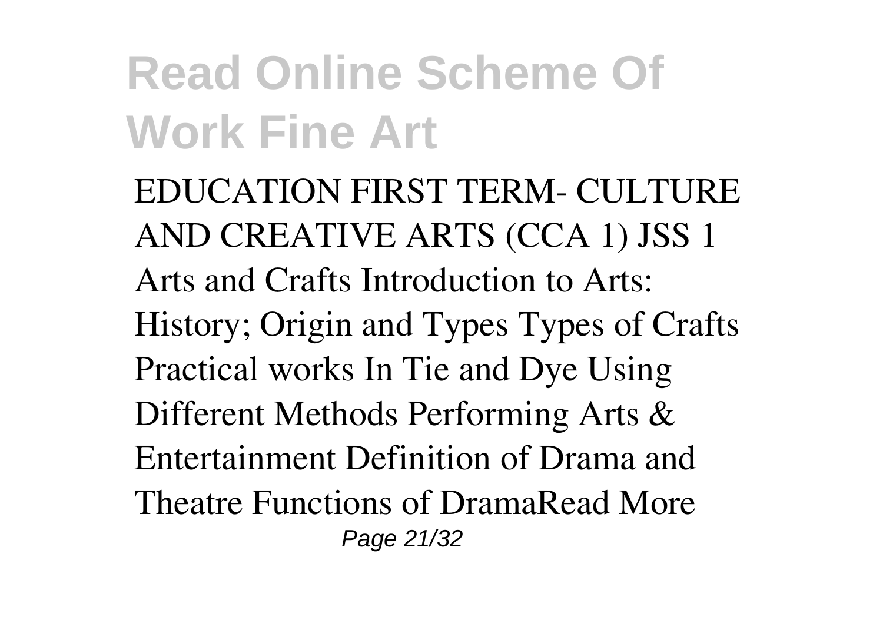EDUCATION FIRST TERM- CULTURE AND CREATIVE ARTS (CCA 1) JSS 1 Arts and Crafts Introduction to Arts: History; Origin and Types Types of Crafts Practical works In Tie and Dye Using Different Methods Performing Arts & Entertainment Definition of Drama and Theatre Functions of DramaRead More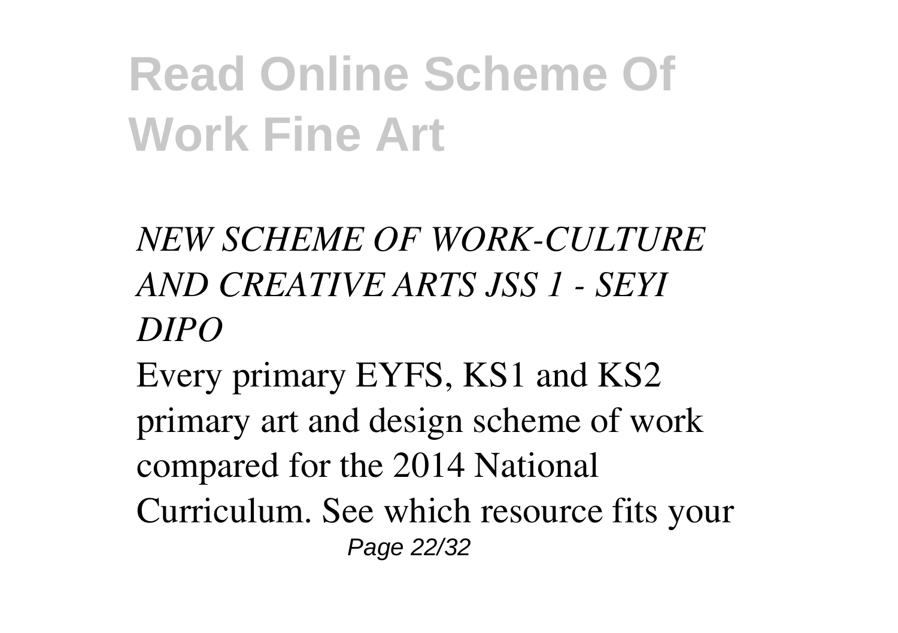# Read Online Scheme Of Work Fine Art

*NEW SCHEME OF WORK-CULTURE AND CREATIVE ARTS JSS 1 - SEYI DIPO*

Every primary EYFS, KS1 and KS2 primary art and design scheme of work compared for the 2014 National Curriculum. See which resource fits your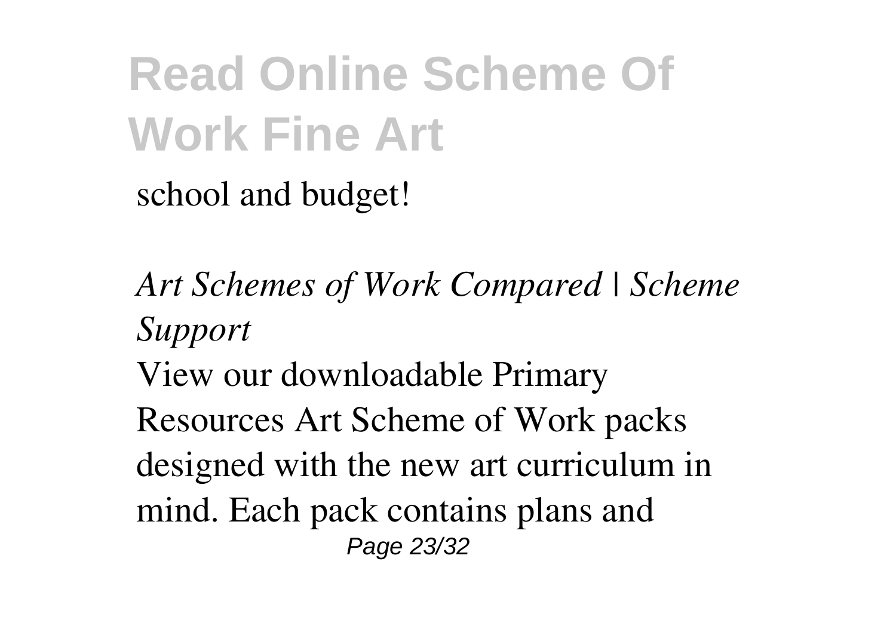school and budget!

*Art Schemes of Work Compared | Scheme Support*

View our downloadable Primary Resources Art Scheme of Work packs designed with the new art curriculum in mind. Each pack contains plans and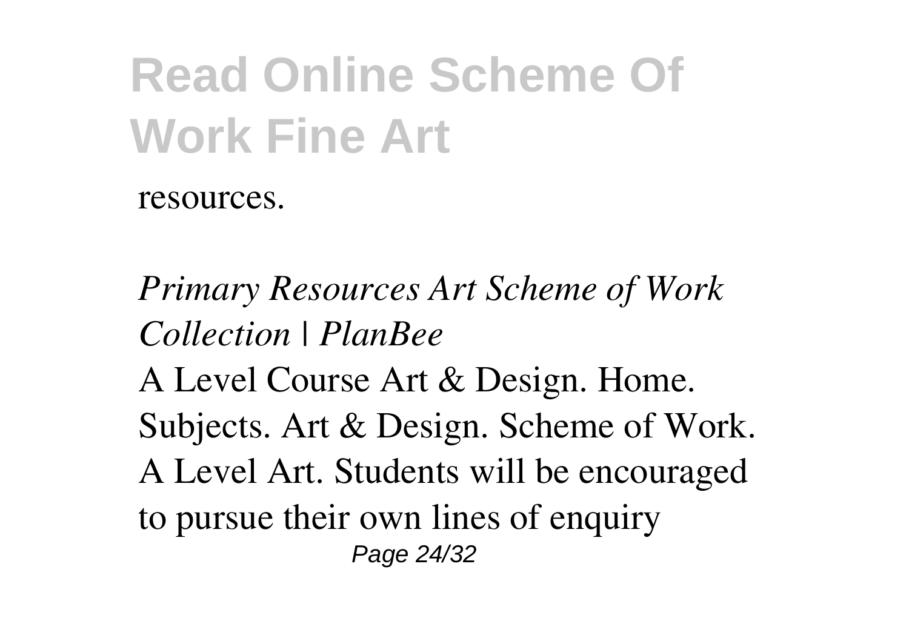resources.

*Primary Resources Art Scheme of Work Collection | PlanBee*

A Level Course Art & Design. Home. Subjects. Art & Design. Scheme of Work. A Level Art. Students will be encouraged to pursue their own lines of enquiry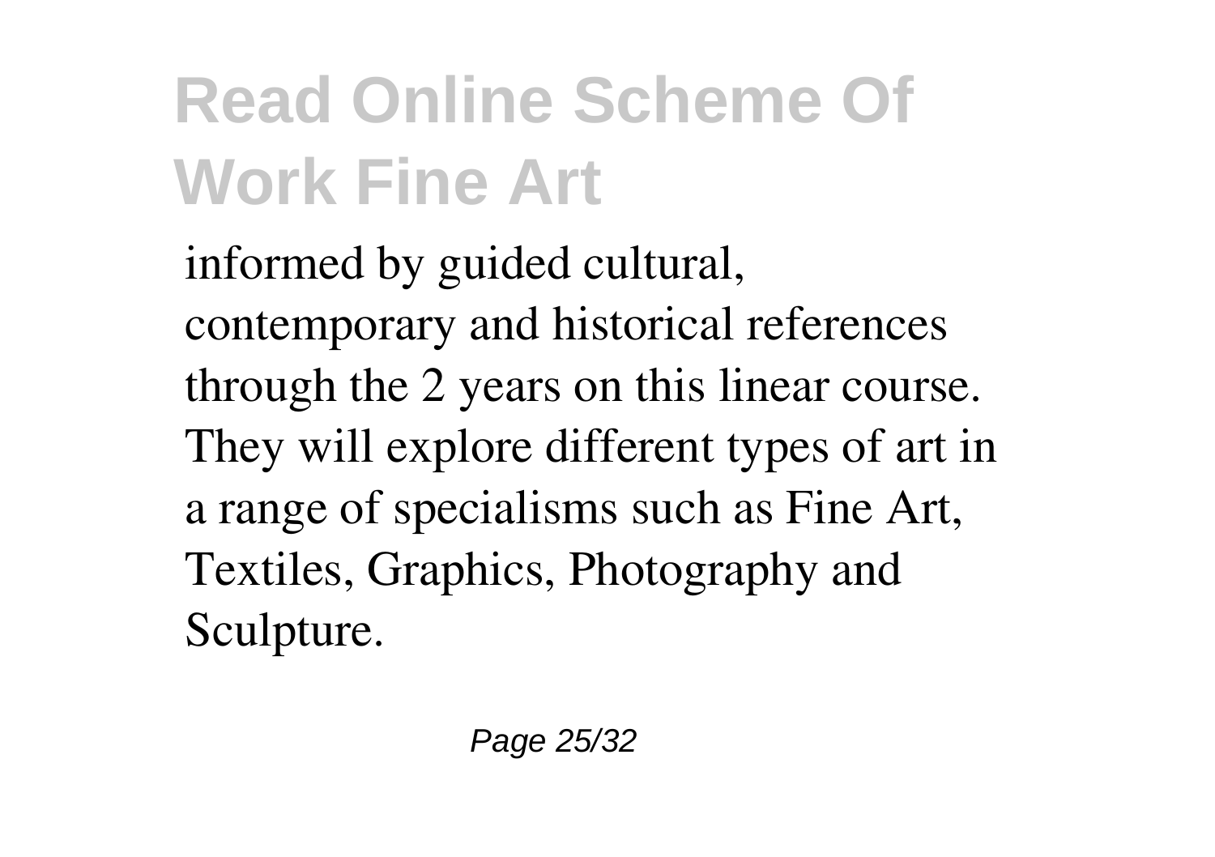informed by guided cultural, contemporary and historical references through the 2 years on this linear course. They will explore different types of art in a range of specialisms such as Fine Art, Textiles, Graphics, Photography and Sculpture.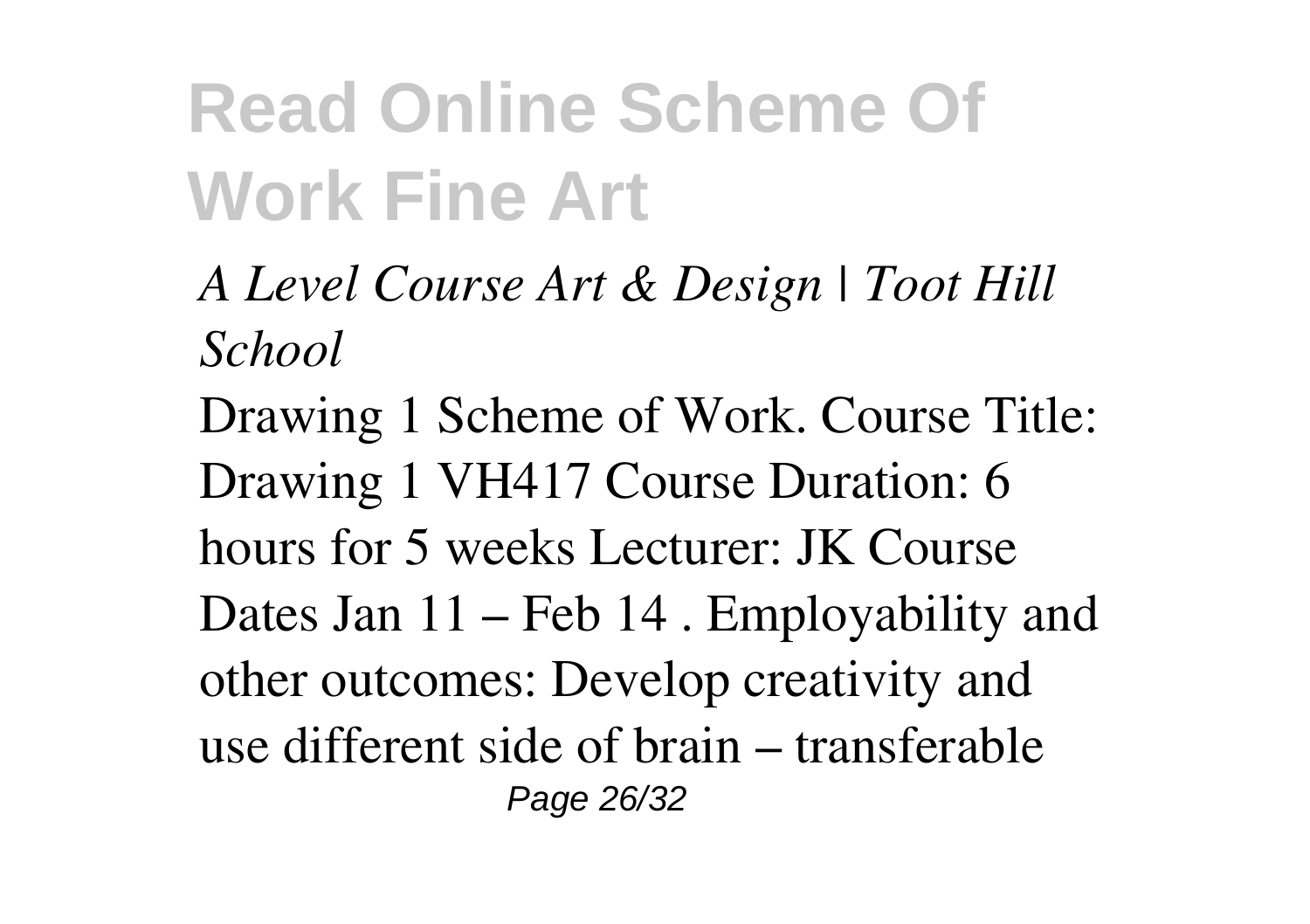# Read Online Scheme Of Work Fine Art

*A Level Course Art & Design | Toot Hill School*

Drawing 1 Scheme of Work. Course Title: Drawing 1 VH417 Course Duration: 6 hours for 5 weeks Lecturer: JK Course Dates Jan 11 – Feb 14 . Employability and other outcomes: Develop creativity and use different side of brain – transferable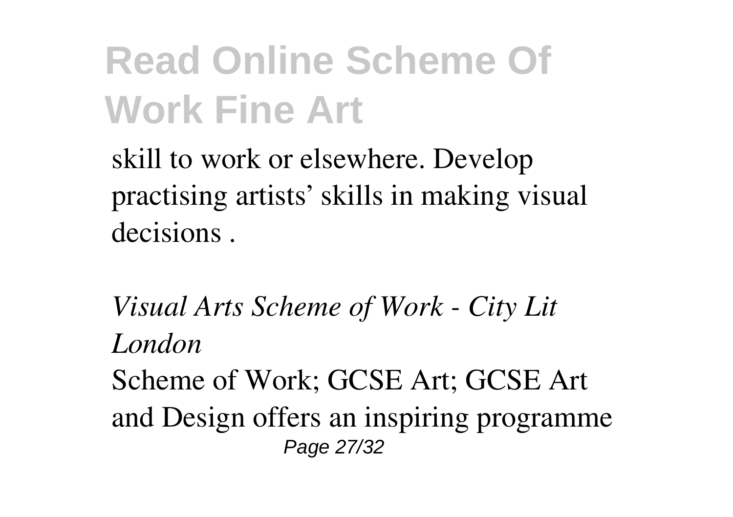skill to work or elsewhere. Develop practising artists' skills in making visual decisions .

*Visual Arts Scheme of Work - City Lit London*

Scheme of Work; GCSE Art; GCSE Art and Design offers an inspiring programme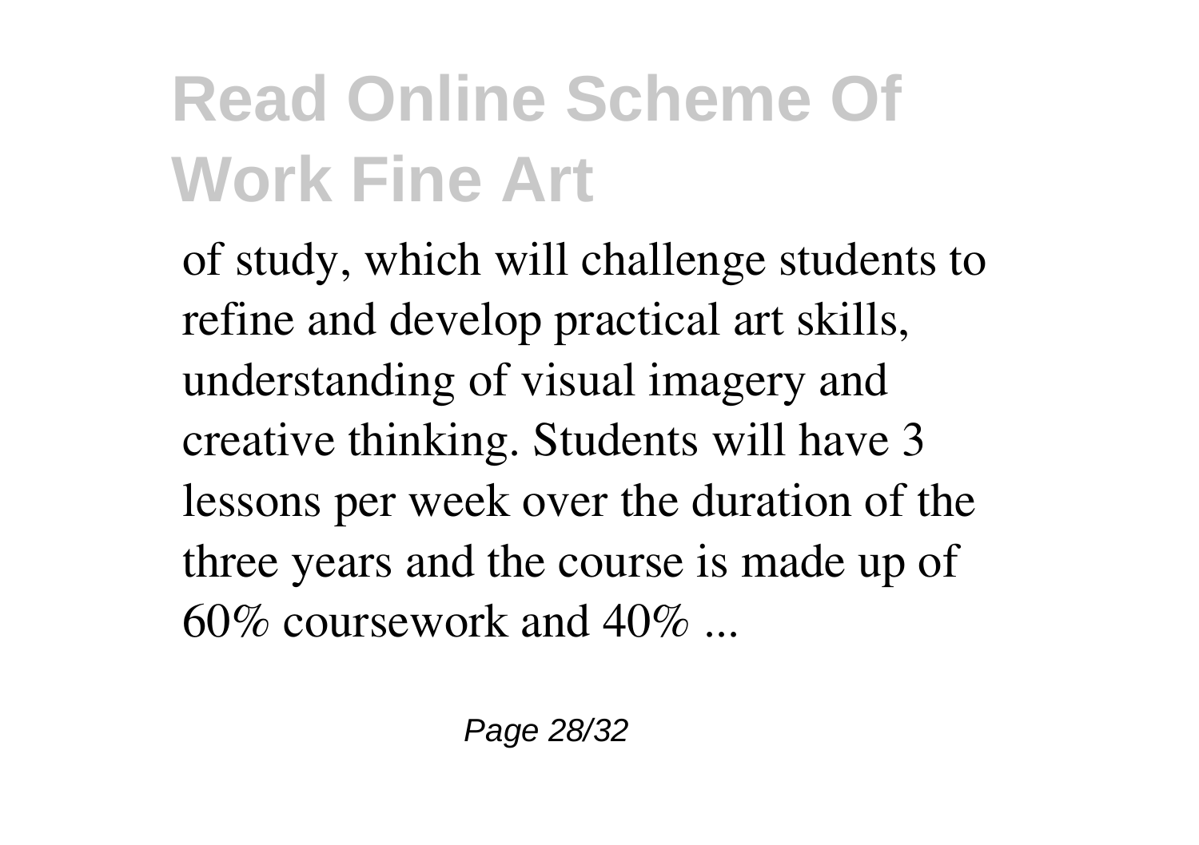# Read Online Scheme Of Work Fine Art

of study, which will challenge students to refine and develop practical art skills, understanding of visual imagery and creative thinking. Students will have 3 lessons per week over the duration of the three years and the course is made up of 60% coursework and 40% ...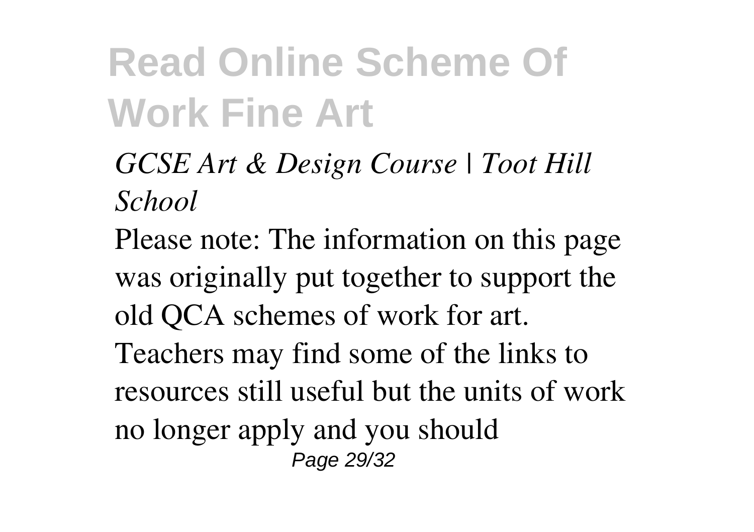*GCSE Art & Design Course | Toot Hill School*

Please note: The information on this page was originally put together to support the old QCA schemes of work for art. Teachers may find some of the links to resources still useful but the units of work no longer apply and you should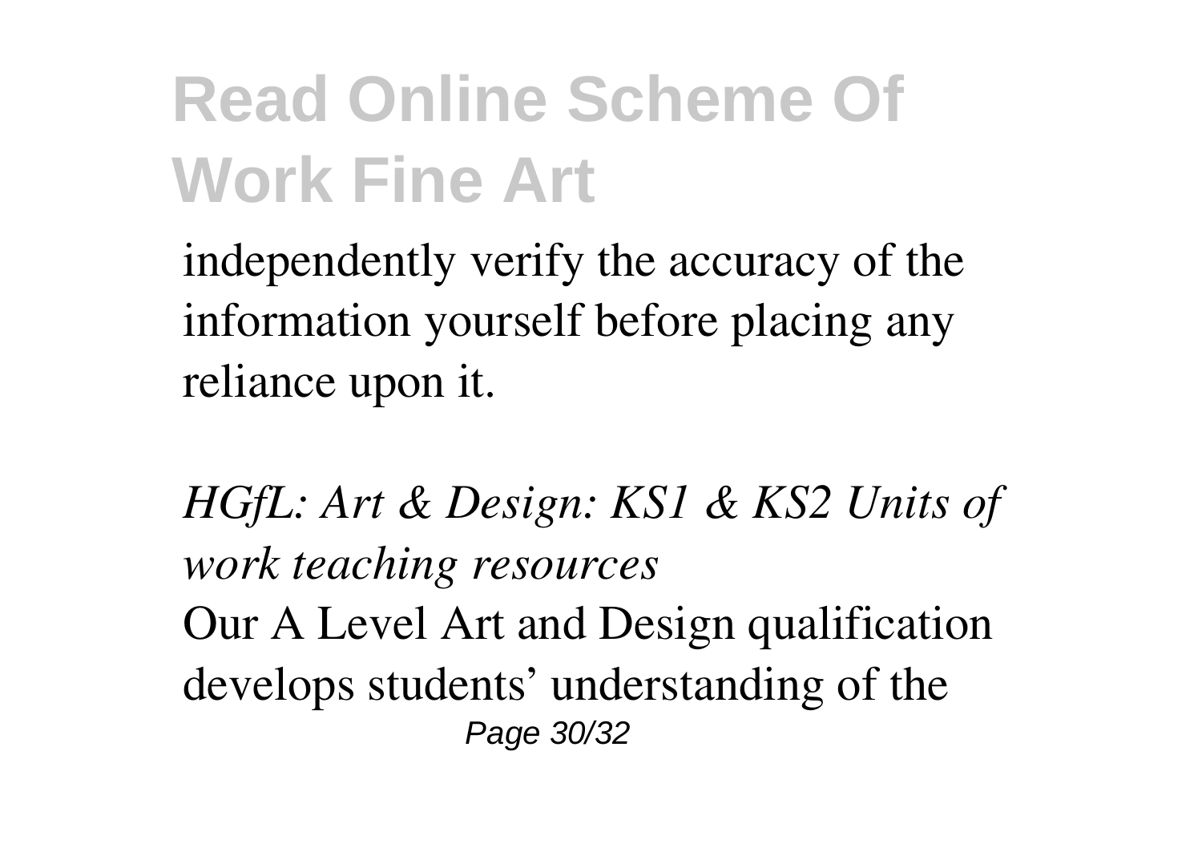independently verify the accuracy of the information yourself before placing any reliance upon it.

*HGfL: Art & Design: KS1 & KS2 Units of work teaching resources*

Our A Level Art and Design qualification develops students' understanding of the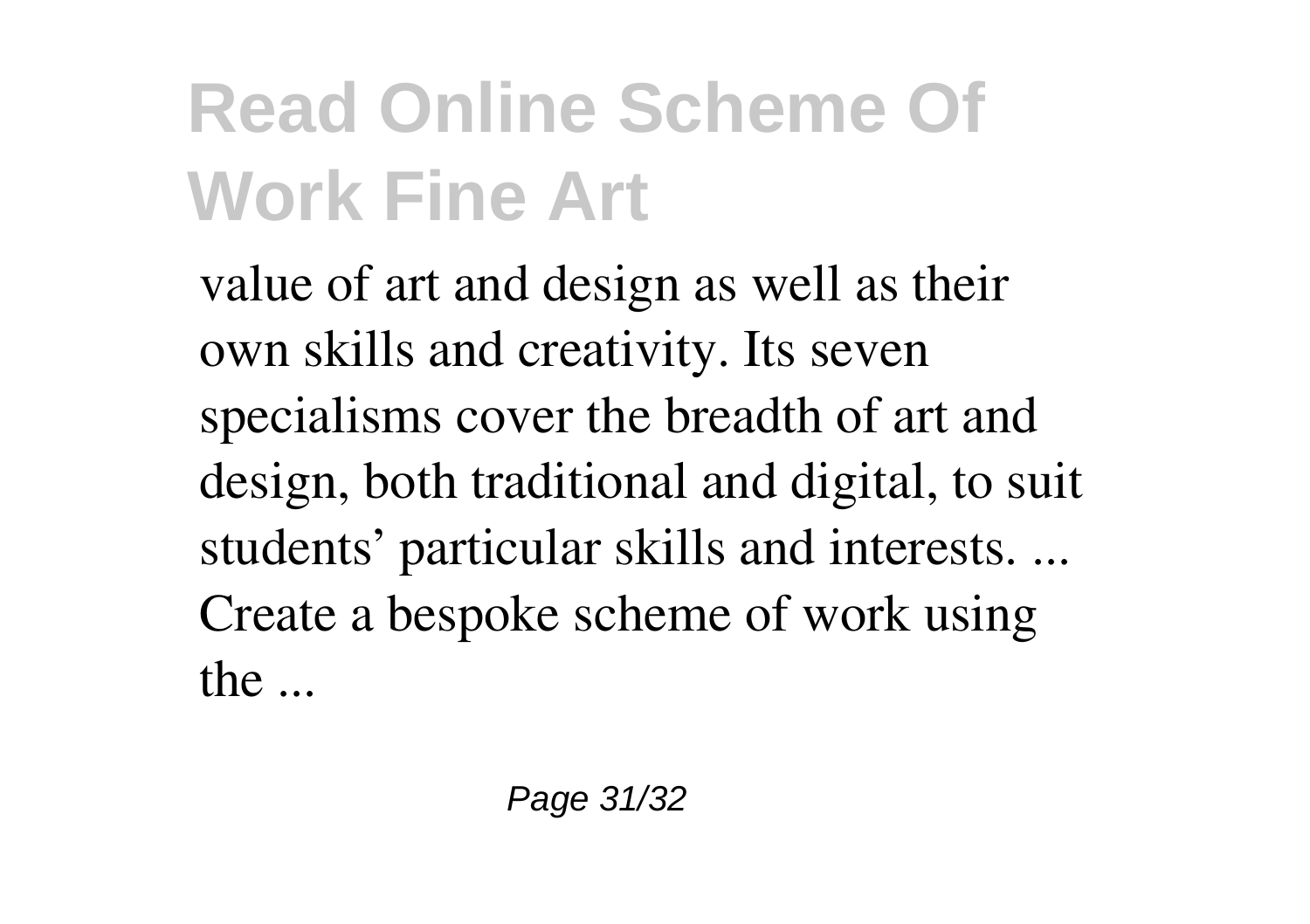# Read Online Scheme Of Work Fine Art

value of art and design as well as their own skills and creativity. Its seven specialisms cover the breadth of art and design, both traditional and digital, to suit students' particular skills and interests. ... Create a bespoke scheme of work using the ...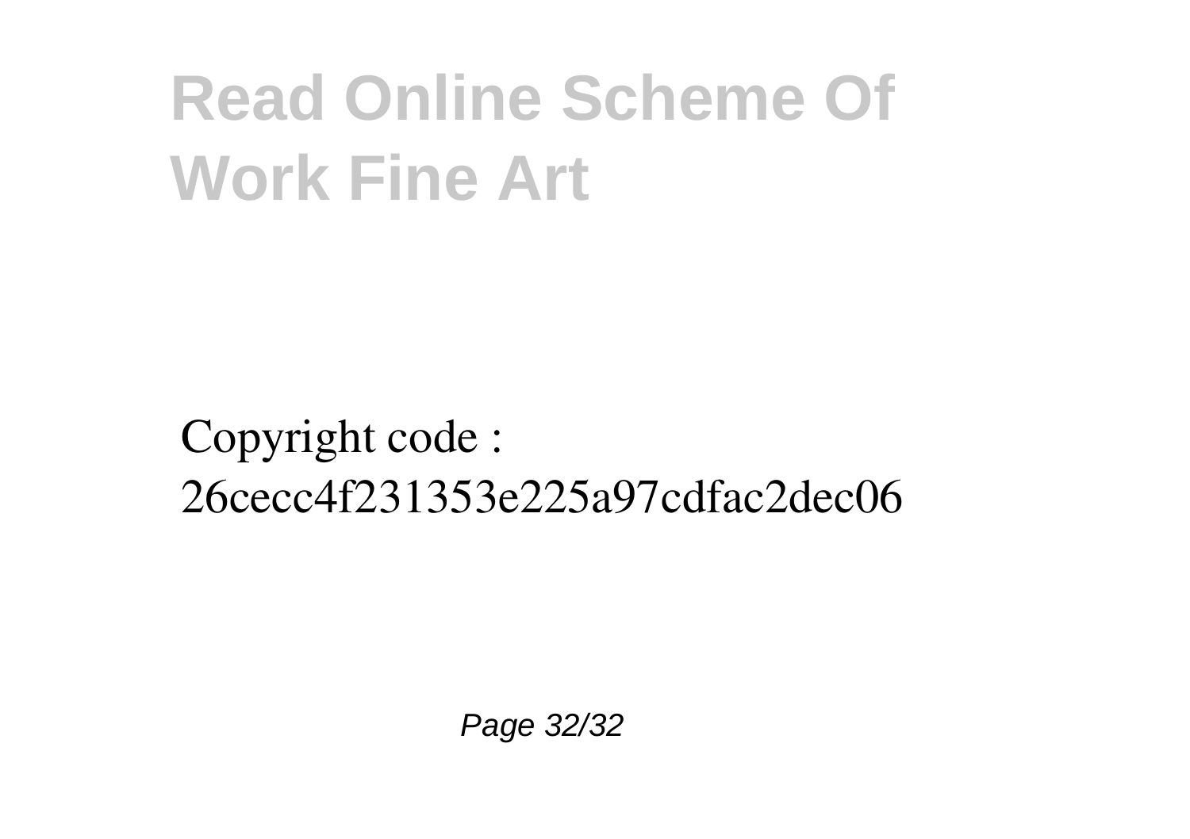Copyright code : 26cecc4f231353e225a97cdfac2dec06